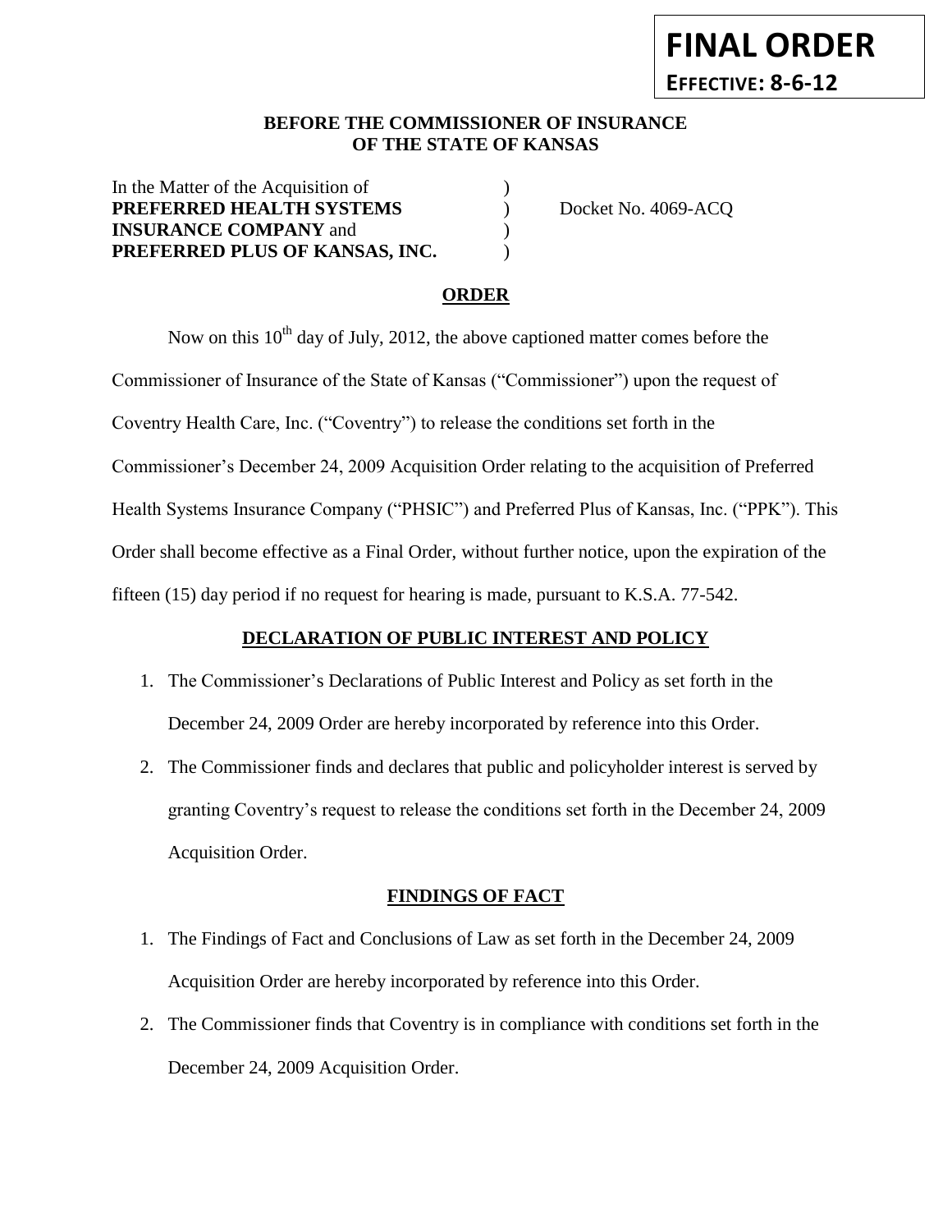**FINAL ORDER**
**EFFECTIVE: 8-6-12**

**BEFORE THE COMMISSIONER OF INSURANCE**
**OF THE STATE OF KANSAS**

| | | |
|---|---|---|
| In the Matter of the Acquisition of | ) | |
| **PREFERRED HEALTH SYSTEMS** | ) | Docket No. 4069-ACQ |
| **INSURANCE COMPANY** and | ) | |
| **PREFERRED PLUS OF KANSAS, INC.** | ) | |

## ORDER

Now on this 10th day of July, 2012, the above captioned matter comes before the Commissioner of Insurance of the State of Kansas ("Commissioner") upon the request of Coventry Health Care, Inc. ("Coventry") to release the conditions set forth in the Commissioner's December 24, 2009 Acquisition Order relating to the acquisition of Preferred Health Systems Insurance Company ("PHSIC") and Preferred Plus of Kansas, Inc. ("PPK"). This Order shall become effective as a Final Order, without further notice, upon the expiration of the fifteen (15) day period if no request for hearing is made, pursuant to K.S.A. 77-542.

## DECLARATION OF PUBLIC INTEREST AND POLICY

1. The Commissioner's Declarations of Public Interest and Policy as set forth in the December 24, 2009 Order are hereby incorporated by reference into this Order.
2. The Commissioner finds and declares that public and policyholder interest is served by granting Coventry's request to release the conditions set forth in the December 24, 2009 Acquisition Order.

## FINDINGS OF FACT

1. The Findings of Fact and Conclusions of Law as set forth in the December 24, 2009 Acquisition Order are hereby incorporated by reference into this Order.
2. The Commissioner finds that Coventry is in compliance with conditions set forth in the December 24, 2009 Acquisition Order.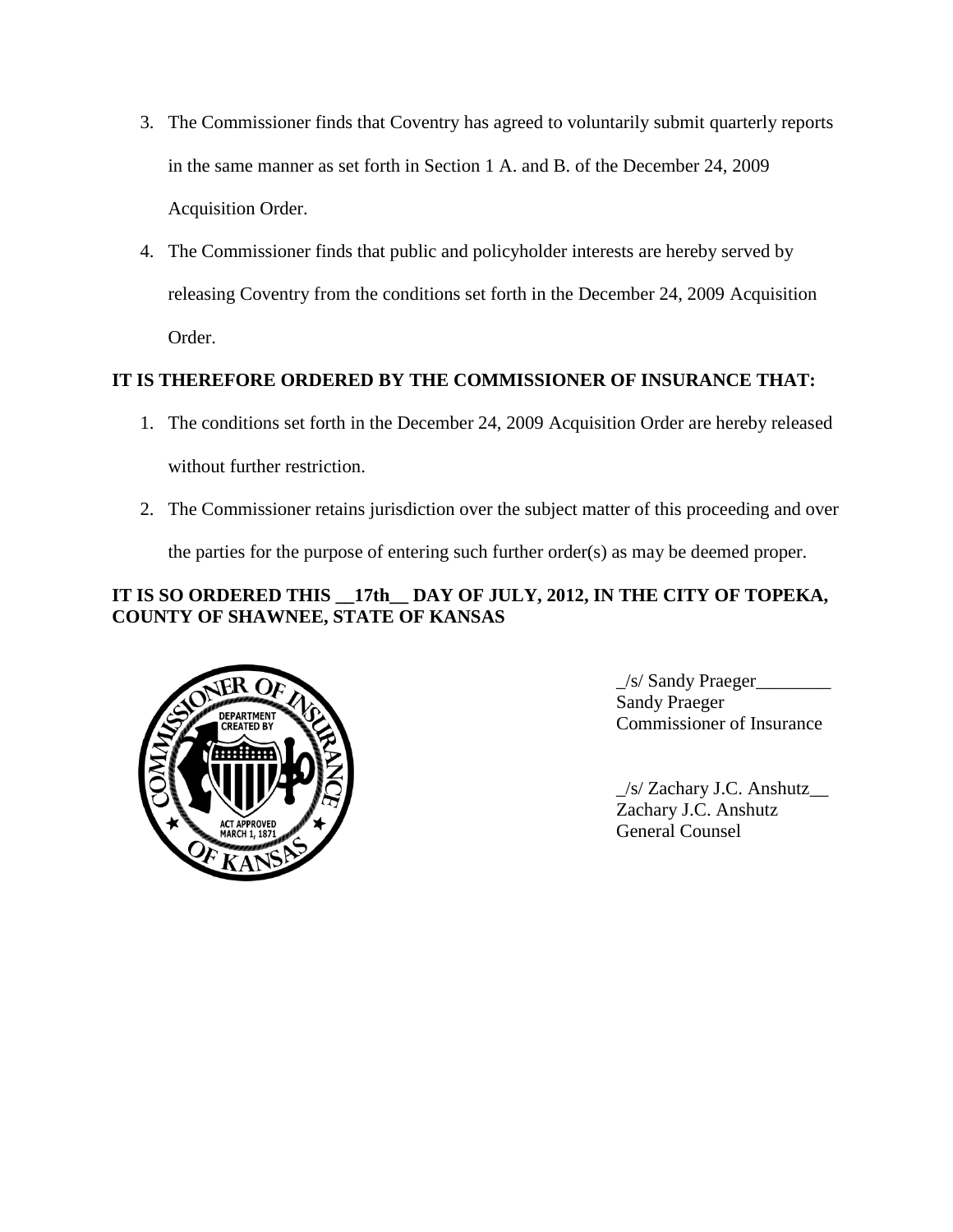3. The Commissioner finds that Coventry has agreed to voluntarily submit quarterly reports in the same manner as set forth in Section 1 A. and B. of the December 24, 2009 Acquisition Order.

4. The Commissioner finds that public and policyholder interests are hereby served by releasing Coventry from the conditions set forth in the December 24, 2009 Acquisition Order.

**IT IS THEREFORE ORDERED BY THE COMMISSIONER OF INSURANCE THAT:**

1. The conditions set forth in the December 24, 2009 Acquisition Order are hereby released without further restriction.

2. The Commissioner retains jurisdiction over the subject matter of this proceeding and over the parties for the purpose of entering such further order(s) as may be deemed proper.

**IT IS SO ORDERED THIS __17th__ DAY OF JULY, 2012, IN THE CITY OF TOPEKA, COUNTY OF SHAWNEE, STATE OF KANSAS**

_/s/ Sandy Praeger________
Sandy Praeger
Commissioner of Insurance

_/s/ Zachary J.C. Anshutz__
Zachary J.C. Anshutz
General Counsel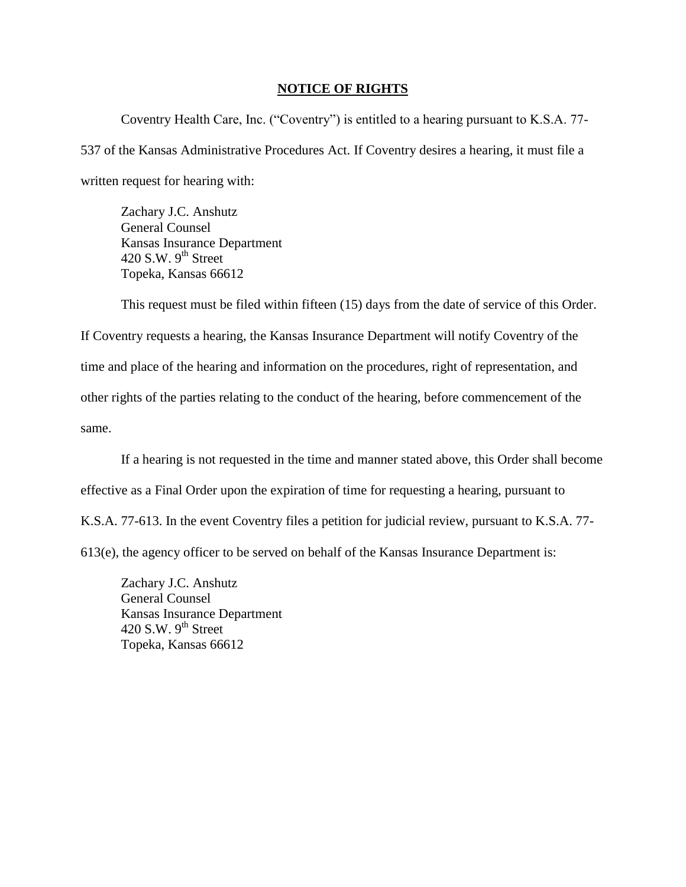## NOTICE OF RIGHTS

Coventry Health Care, Inc. ("Coventry") is entitled to a hearing pursuant to K.S.A. 77-537 of the Kansas Administrative Procedures Act. If Coventry desires a hearing, it must file a written request for hearing with:

Zachary J.C. Anshutz
General Counsel
Kansas Insurance Department
420 S.W. 9th Street
Topeka, Kansas 66612

This request must be filed within fifteen (15) days from the date of service of this Order. If Coventry requests a hearing, the Kansas Insurance Department will notify Coventry of the time and place of the hearing and information on the procedures, right of representation, and other rights of the parties relating to the conduct of the hearing, before commencement of the same.

If a hearing is not requested in the time and manner stated above, this Order shall become effective as a Final Order upon the expiration of time for requesting a hearing, pursuant to K.S.A. 77-613. In the event Coventry files a petition for judicial review, pursuant to K.S.A. 77-613(e), the agency officer to be served on behalf of the Kansas Insurance Department is:

Zachary J.C. Anshutz
General Counsel
Kansas Insurance Department
420 S.W. 9th Street
Topeka, Kansas 66612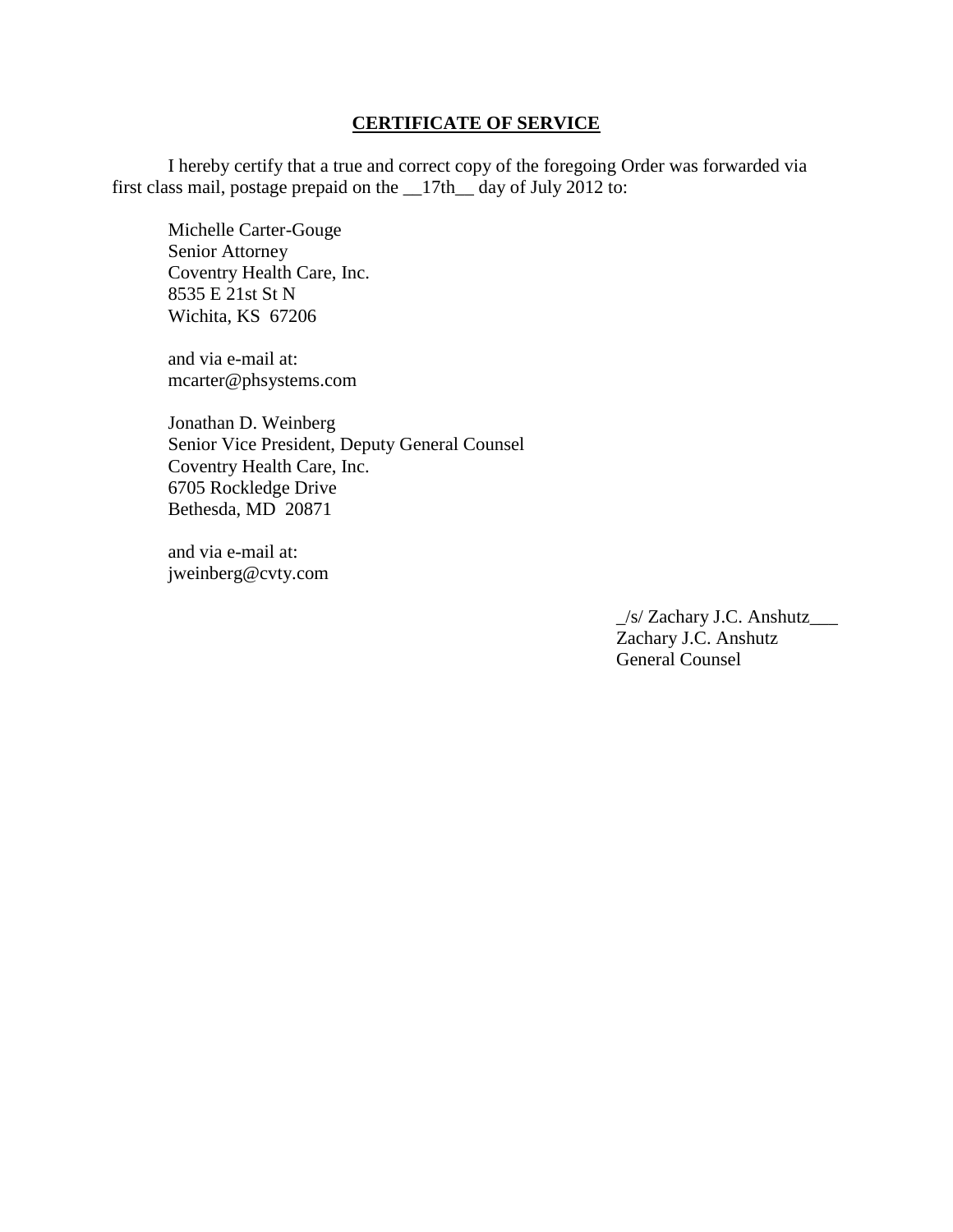## CERTIFICATE OF SERVICE

I hereby certify that a true and correct copy of the foregoing Order was forwarded via first class mail, postage prepaid on the __17th__ day of July 2012 to:

Michelle Carter-Gouge
Senior Attorney
Coventry Health Care, Inc.
8535 E 21st St N
Wichita, KS 67206

and via e-mail at:
mcarter@phsystems.com

Jonathan D. Weinberg
Senior Vice President, Deputy General Counsel
Coventry Health Care, Inc.
6705 Rockledge Drive
Bethesda, MD 20871

and via e-mail at:
jweinberg@cvty.com

_/s/ Zachary J.C. Anshutz___
Zachary J.C. Anshutz
General Counsel